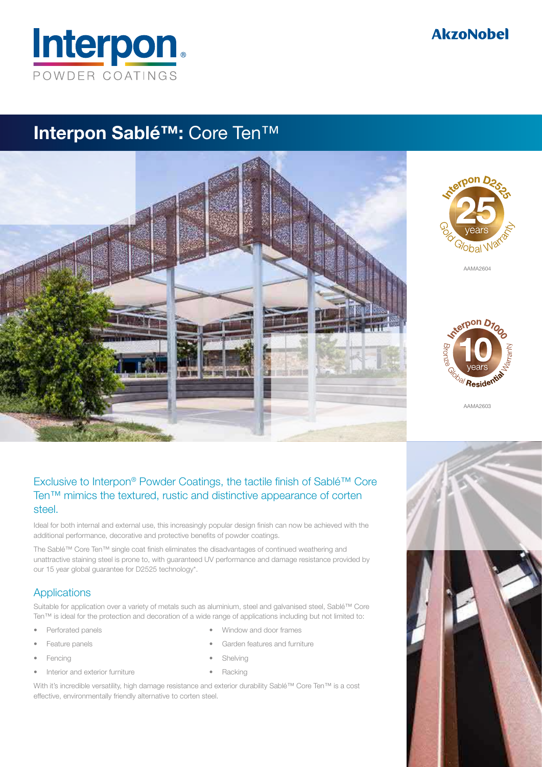Interpon® POWDER COATINGS

AkzoNobel

# Interpon Sablé™: Core Ten™

Interpon D2525 25 years Gold Global Warranty

AAMA2604

Interpon D1000 10 years Bronze Global Residential Warranty

AAMA2603

## Exclusive to Interpon® Powder Coatings, the tactile finish of Sablé™ Core Ten™ mimics the textured, rustic and distinctive appearance of corten steel.

Ideal for both internal and external use, this increasingly popular design finish can now be achieved with the additional performance, decorative and protective benefits of powder coatings.

The Sablé™ Core Ten™ single coat finish eliminates the disadvantages of continued weathering and unattractive staining steel is prone to, with guaranteed UV performance and damage resistance provided by our 15 year global guarantee for D2525 technology*.

## Applications

Suitable for application over a variety of metals such as aluminium, steel and galvanised steel, Sablé™ Core Ten™ is ideal for the protection and decoration of a wide range of applications including but not limited to:

- Perforated panels
- Feature panels
- Fencing
- Interior and exterior furniture
- Window and door frames
- Garden features and furniture
- Shelving
- Racking

With it's incredible versatility, high damage resistance and exterior durability Sablé™ Core Ten™ is a cost effective, environmentally friendly alternative to corten steel.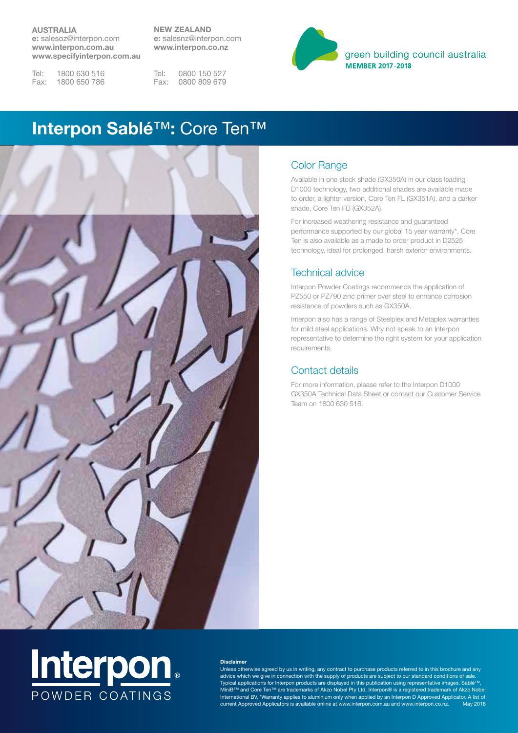**AUSTRALIA**
**e:** salesoz@interpon.com
**www.interpon.com.au**
**www.specifyinterpon.com.au**

Tel: 1800 630 516
Fax: 1800 650 786

**NEW ZEALAND**
**e:** salesnz@interpon.com
**www.interpon.co.nz**

Tel: 0800 150 527
Fax: 0800 809 679

green building council australia
**MEMBER 2017-2018**

# **Interpon Sablé™:** Core Ten™

## Color Range

Available in one stock shade (GX350A) in our class leading D1000 technology, two additional shades are available made to order, a lighter version, Core Ten FL (GX351A), and a darker shade, Core Ten FD (GX352A).

For increased weathering resistance and guaranteed performance supported by our global 15 year warranty*, Core Ten is also available as a made to order product in D2525 technology, ideal for prolonged, harsh exterior environments.

## Technical advice

Interpon Powder Coatings recommends the application of PZ550 or PZ790 zinc primer over steel to enhance corrosion resistance of powders such as GX350A.

Interpon also has a range of Steelplex and Metaplex warranties for mild steel applications. Why not speak to an Interpon representative to determine the right system for your application requirements.

## Contact details

For more information, please refer to the Interpon D1000 GX350A Technical Data Sheet or contact our Customer Service Team on 1800 630 516.

**Interpon®**
POWDER COATINGS

**Disclaimer**
Unless otherwise agreed by us in writing, any contract to purchase products referred to in this brochure and any advice which we give in connection with the supply of products are subject to our standard conditions of sale. Typical applications for Interpon products are displayed in this publication using representative images. Sablé™, MiniB™ and Core Ten™ are trademarks of Akzo Nobel Pty Ltd. Interpon® is a registered trademark of Akzo Nobel International BV. *Warranty applies to aluminium only when applied by an Interpon D Approved Applicator. A list of current Approved Applicators is available online at www.interpon.com.au and www.interpon.co.nz. May 2018